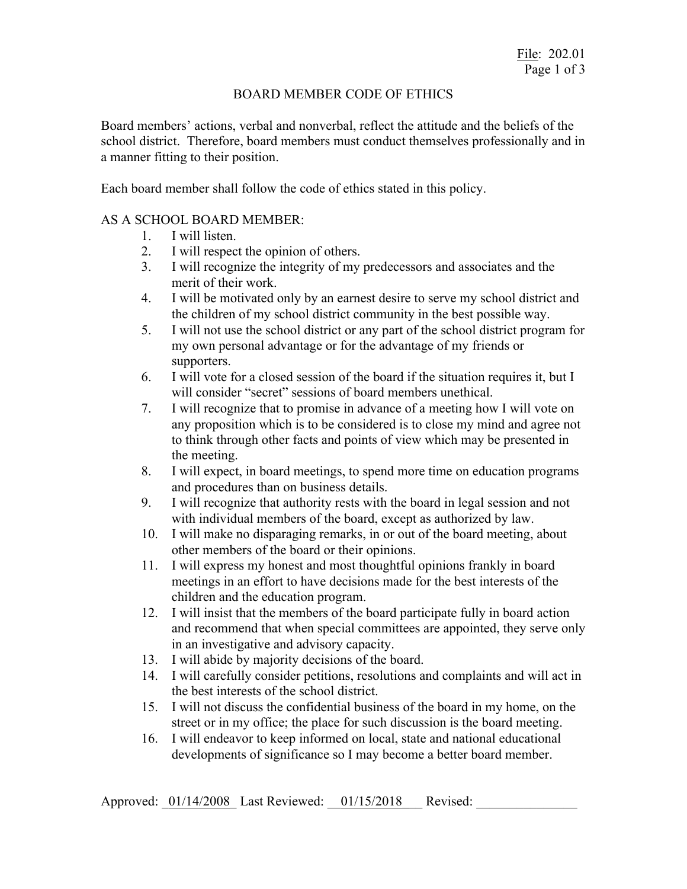# BOARD MEMBER CODE OF ETHICS

Board members' actions, verbal and nonverbal, reflect the attitude and the beliefs of the school district. Therefore, board members must conduct themselves professionally and in a manner fitting to their position.

Each board member shall follow the code of ethics stated in this policy.

AS A SCHOOL BOARD MEMBER:

1. I will listen.
2. I will respect the opinion of others.
3. I will recognize the integrity of my predecessors and associates and the merit of their work.
4. I will be motivated only by an earnest desire to serve my school district and the children of my school district community in the best possible way.
5. I will not use the school district or any part of the school district program for my own personal advantage or for the advantage of my friends or supporters.
6. I will vote for a closed session of the board if the situation requires it, but I will consider "secret" sessions of board members unethical.
7. I will recognize that to promise in advance of a meeting how I will vote on any proposition which is to be considered is to close my mind and agree not to think through other facts and points of view which may be presented in the meeting.
8. I will expect, in board meetings, to spend more time on education programs and procedures than on business details.
9. I will recognize that authority rests with the board in legal session and not with individual members of the board, except as authorized by law.
10. I will make no disparaging remarks, in or out of the board meeting, about other members of the board or their opinions.
11. I will express my honest and most thoughtful opinions frankly in board meetings in an effort to have decisions made for the best interests of the children and the education program.
12. I will insist that the members of the board participate fully in board action and recommend that when special committees are appointed, they serve only in an investigative and advisory capacity.
13. I will abide by majority decisions of the board.
14. I will carefully consider petitions, resolutions and complaints and will act in the best interests of the school district.
15. I will not discuss the confidential business of the board in my home, on the street or in my office; the place for such discussion is the board meeting.
16. I will endeavor to keep informed on local, state and national educational developments of significance so I may become a better board member.

Approved: 01/14/2008 Last Reviewed: 01/15/2018 Revised: _______________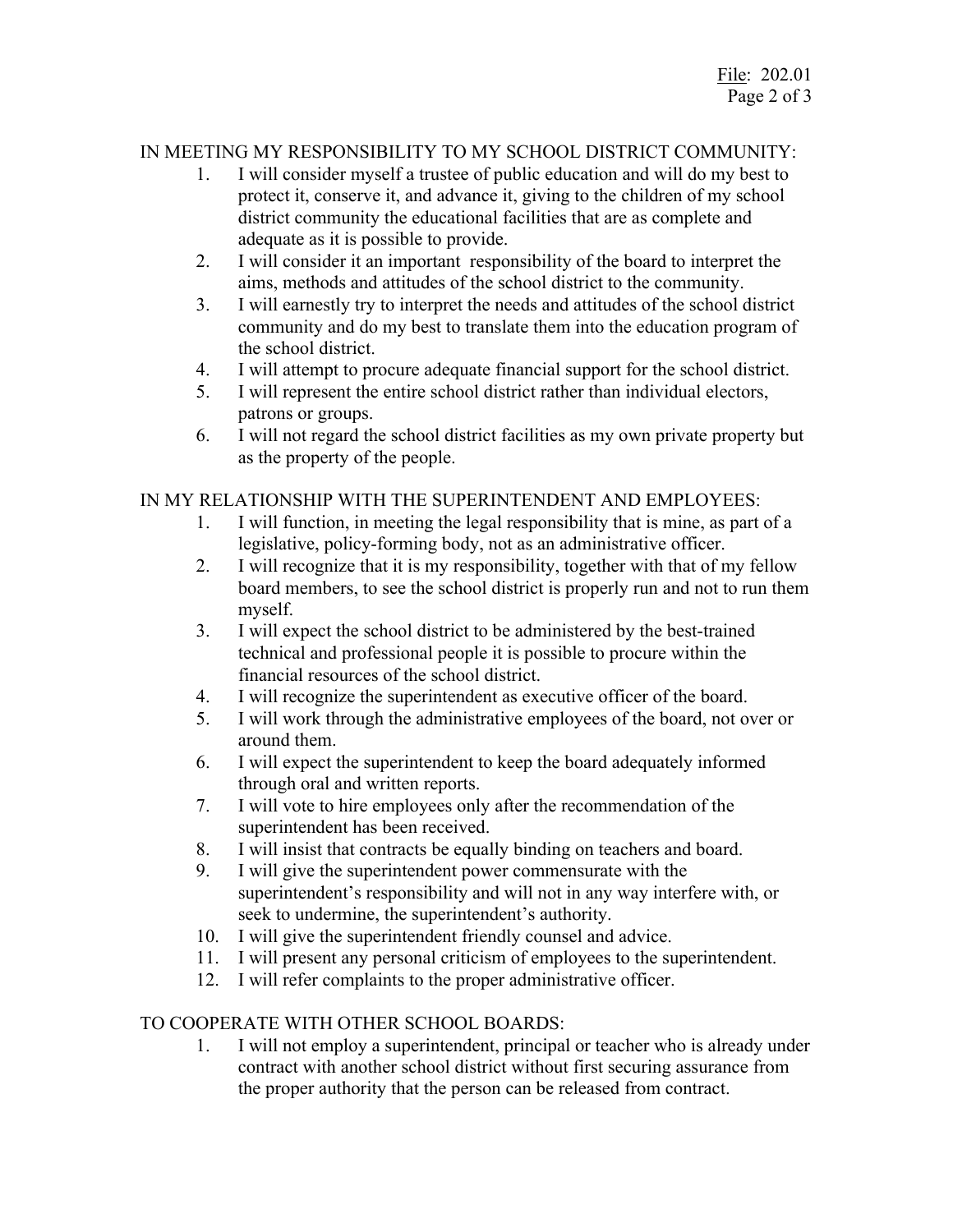IN MEETING MY RESPONSIBILITY TO MY SCHOOL DISTRICT COMMUNITY:

1. I will consider myself a trustee of public education and will do my best to protect it, conserve it, and advance it, giving to the children of my school district community the educational facilities that are as complete and adequate as it is possible to provide.
2. I will consider it an important responsibility of the board to interpret the aims, methods and attitudes of the school district to the community.
3. I will earnestly try to interpret the needs and attitudes of the school district community and do my best to translate them into the education program of the school district.
4. I will attempt to procure adequate financial support for the school district.
5. I will represent the entire school district rather than individual electors, patrons or groups.
6. I will not regard the school district facilities as my own private property but as the property of the people.

IN MY RELATIONSHIP WITH THE SUPERINTENDENT AND EMPLOYEES:

1. I will function, in meeting the legal responsibility that is mine, as part of a legislative, policy-forming body, not as an administrative officer.
2. I will recognize that it is my responsibility, together with that of my fellow board members, to see the school district is properly run and not to run them myself.
3. I will expect the school district to be administered by the best-trained technical and professional people it is possible to procure within the financial resources of the school district.
4. I will recognize the superintendent as executive officer of the board.
5. I will work through the administrative employees of the board, not over or around them.
6. I will expect the superintendent to keep the board adequately informed through oral and written reports.
7. I will vote to hire employees only after the recommendation of the superintendent has been received.
8. I will insist that contracts be equally binding on teachers and board.
9. I will give the superintendent power commensurate with the superintendent's responsibility and will not in any way interfere with, or seek to undermine, the superintendent's authority.
10. I will give the superintendent friendly counsel and advice.
11. I will present any personal criticism of employees to the superintendent.
12. I will refer complaints to the proper administrative officer.

TO COOPERATE WITH OTHER SCHOOL BOARDS:

1. I will not employ a superintendent, principal or teacher who is already under contract with another school district without first securing assurance from the proper authority that the person can be released from contract.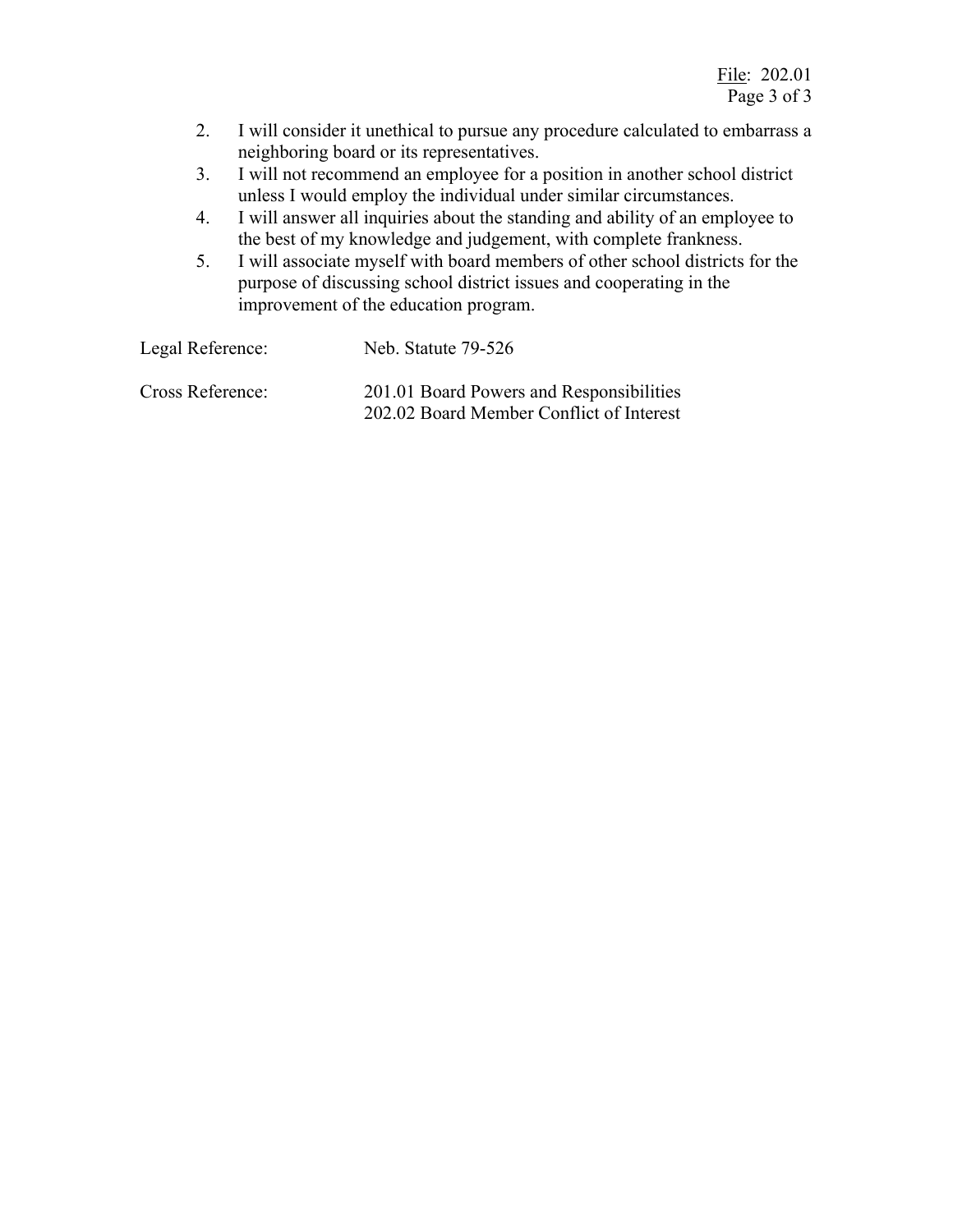2. I will consider it unethical to pursue any procedure calculated to embarrass a neighboring board or its representatives.
3. I will not recommend an employee for a position in another school district unless I would employ the individual under similar circumstances.
4. I will answer all inquiries about the standing and ability of an employee to the best of my knowledge and judgement, with complete frankness.
5. I will associate myself with board members of other school districts for the purpose of discussing school district issues and cooperating in the improvement of the education program.

Legal Reference: Neb. Statute 79-526

Cross Reference: 201.01 Board Powers and Responsibilities
202.02 Board Member Conflict of Interest